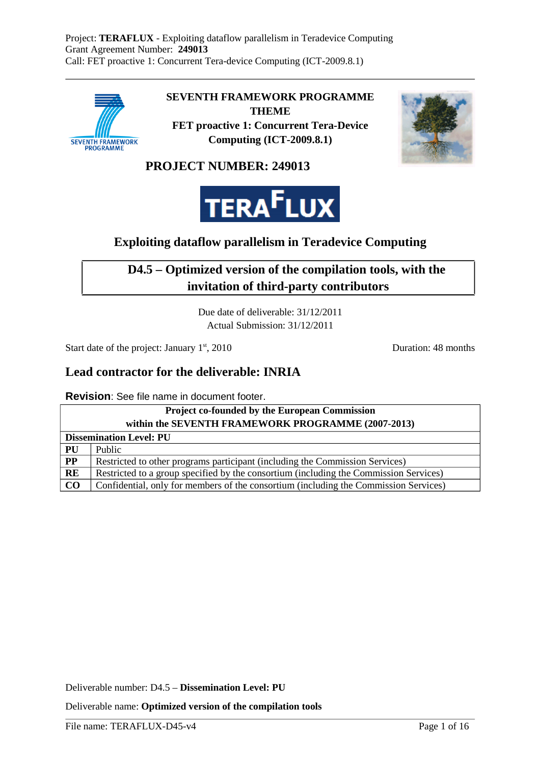Project: **TERAFLUX** - Exploiting dataflow parallelism in Teradevice Computing
Grant Agreement Number: **249013**
Call: FET proactive 1: Concurrent Tera-device Computing (ICT-2009.8.1)

**SEVENTH FRAMEWORK PROGRAMME**
**THEME**
**FET proactive 1: Concurrent Tera-Device Computing (ICT-2009.8.1)**

## PROJECT NUMBER: 249013

# TERAFLUX

## Exploiting dataflow parallelism in Teradevice Computing

## D4.5 – Optimized version of the compilation tools, with the invitation of third-party contributors

Due date of deliverable: 31/12/2011
Actual Submission: 31/12/2011

Start date of the project: January 1st, 2010 Duration: 48 months

## Lead contractor for the deliverable: INRIA

**Revision**: See file name in document footer.

| Project co-founded by the European Commission within the SEVENTH FRAMEWORK PROGRAMME (2007-2013) | |
|---|---|
| **Dissemination Level: PU** | |
| **PU** | Public |
| **PP** | Restricted to other programs participant (including the Commission Services) |
| **RE** | Restricted to a group specified by the consortium (including the Commission Services) |
| **CO** | Confidential, only for members of the consortium (including the Commission Services) |

Deliverable number: D4.5 – **Dissemination Level: PU**

Deliverable name: **Optimized version of the compilation tools**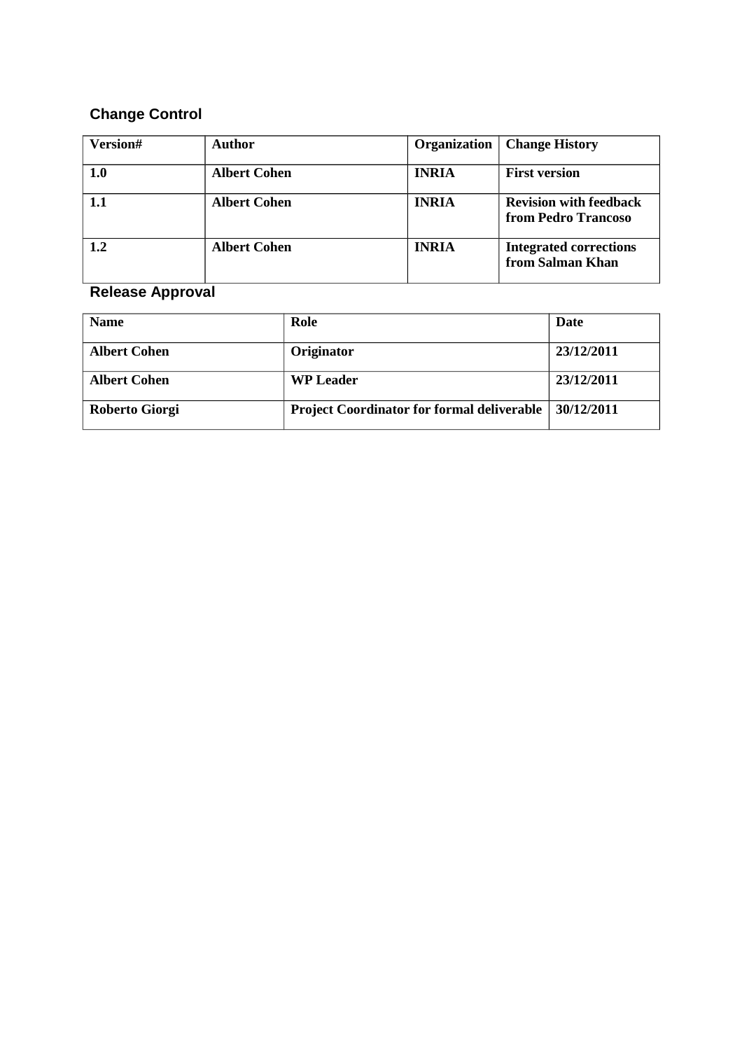## Change Control

| **Version#** | **Author** | **Organization** | **Change History** |
|---|---|---|---|
| **1.0** | **Albert Cohen** | **INRIA** | **First version** |
| **1.1** | **Albert Cohen** | **INRIA** | **Revision with feedback from Pedro Trancoso** |
| **1.2** | **Albert Cohen** | **INRIA** | **Integrated corrections from Salman Khan** |

## Release Approval

| **Name** | **Role** | **Date** |
|---|---|---|
| **Albert Cohen** | **Originator** | **23/12/2011** |
| **Albert Cohen** | **WP Leader** | **23/12/2011** |
| **Roberto Giorgi** | **Project Coordinator for formal deliverable** | **30/12/2011** |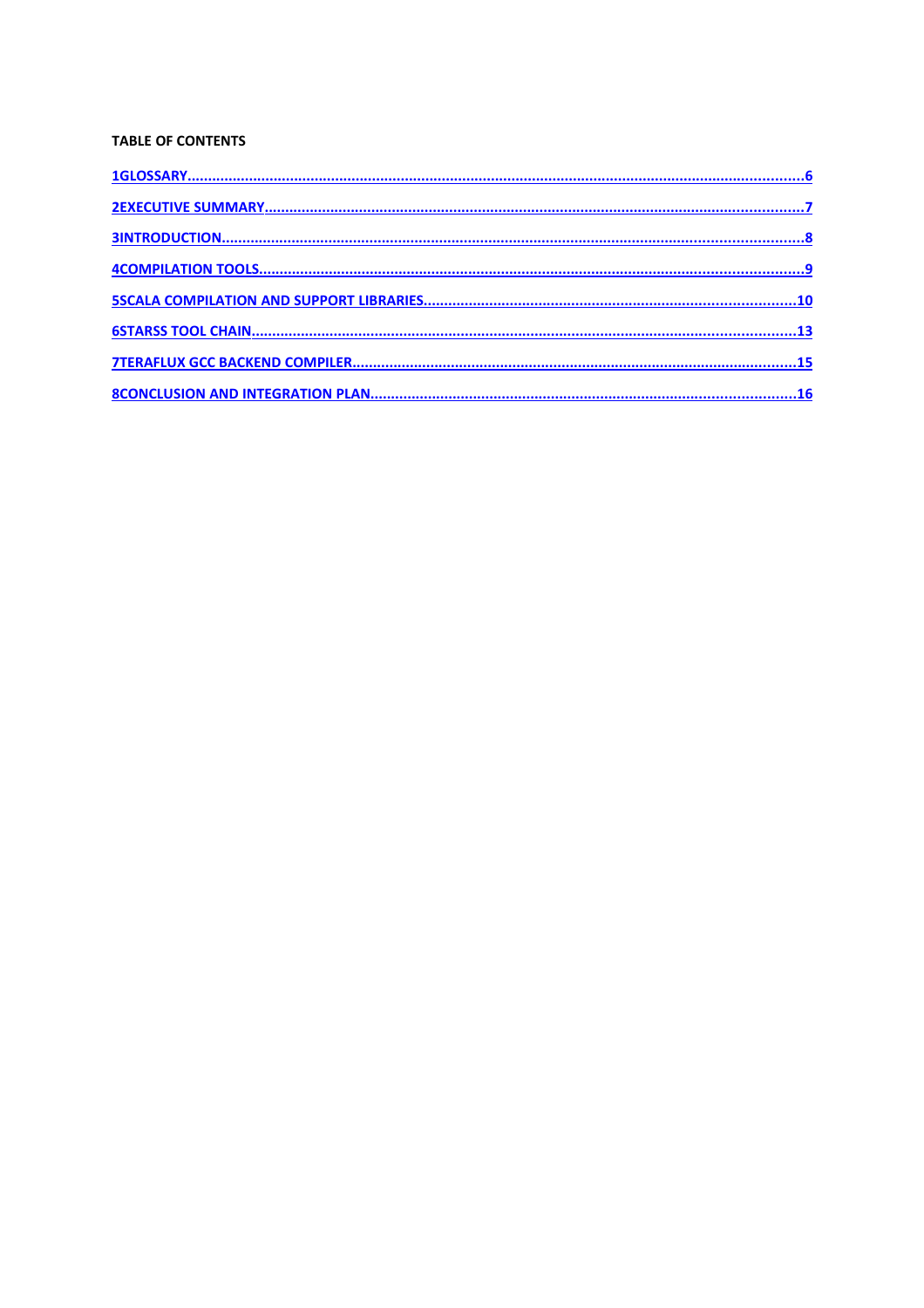**TABLE OF CONTENTS**

1GLOSSARY.....................................................................................................................................6

2EXECUTIVE SUMMARY..................................................................................................................7

3INTRODUCTION.............................................................................................................................8

4COMPILATION TOOLS....................................................................................................................9

5SCALA COMPILATION AND SUPPORT LIBRARIES.........................................................................10

6STARSS TOOL CHAIN...................................................................................................................13

7TERAFLUX GCC BACKEND COMPILER...........................................................................................15

8CONCLUSION AND INTEGRATION PLAN......................................................................................16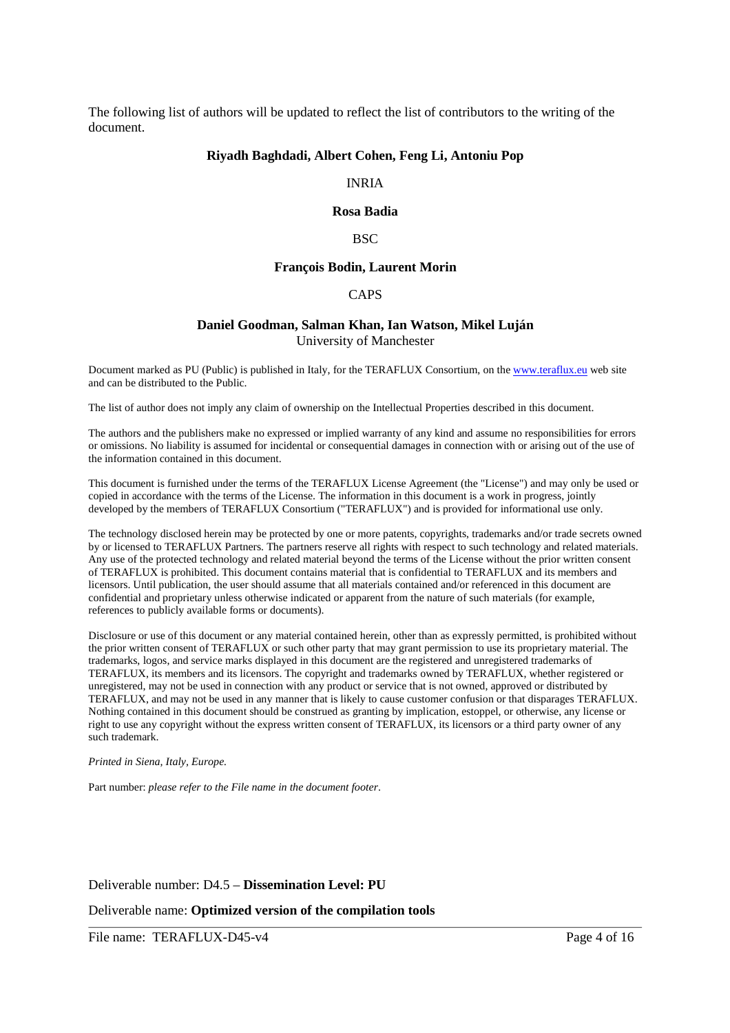The following list of authors will be updated to reflect the list of contributors to the writing of the document.

**Riyadh Baghdadi, Albert Cohen, Feng Li, Antoniu Pop**

INRIA

**Rosa Badia**

BSC

**François Bodin, Laurent Morin**

CAPS

**Daniel Goodman, Salman Khan, Ian Watson, Mikel Luján**

University of Manchester

Document marked as PU (Public) is published in Italy, for the TERAFLUX Consortium, on the www.teraflux.eu web site and can be distributed to the Public.

The list of author does not imply any claim of ownership on the Intellectual Properties described in this document.

The authors and the publishers make no expressed or implied warranty of any kind and assume no responsibilities for errors or omissions. No liability is assumed for incidental or consequential damages in connection with or arising out of the use of the information contained in this document.

This document is furnished under the terms of the TERAFLUX License Agreement (the "License") and may only be used or copied in accordance with the terms of the License. The information in this document is a work in progress, jointly developed by the members of TERAFLUX Consortium ("TERAFLUX") and is provided for informational use only.

The technology disclosed herein may be protected by one or more patents, copyrights, trademarks and/or trade secrets owned by or licensed to TERAFLUX Partners. The partners reserve all rights with respect to such technology and related materials. Any use of the protected technology and related material beyond the terms of the License without the prior written consent of TERAFLUX is prohibited. This document contains material that is confidential to TERAFLUX and its members and licensors. Until publication, the user should assume that all materials contained and/or referenced in this document are confidential and proprietary unless otherwise indicated or apparent from the nature of such materials (for example, references to publicly available forms or documents).

Disclosure or use of this document or any material contained herein, other than as expressly permitted, is prohibited without the prior written consent of TERAFLUX or such other party that may grant permission to use its proprietary material. The trademarks, logos, and service marks displayed in this document are the registered and unregistered trademarks of TERAFLUX, its members and its licensors. The copyright and trademarks owned by TERAFLUX, whether registered or unregistered, may not be used in connection with any product or service that is not owned, approved or distributed by TERAFLUX, and may not be used in any manner that is likely to cause customer confusion or that disparages TERAFLUX. Nothing contained in this document should be construed as granting by implication, estoppel, or otherwise, any license or right to use any copyright without the express written consent of TERAFLUX, its licensors or a third party owner of any such trademark.

*Printed in Siena, Italy, Europe.*

Part number: *please refer to the File name in the document footer*.

Deliverable number: D4.5 – **Dissemination Level: PU**

Deliverable name: **Optimized version of the compilation tools**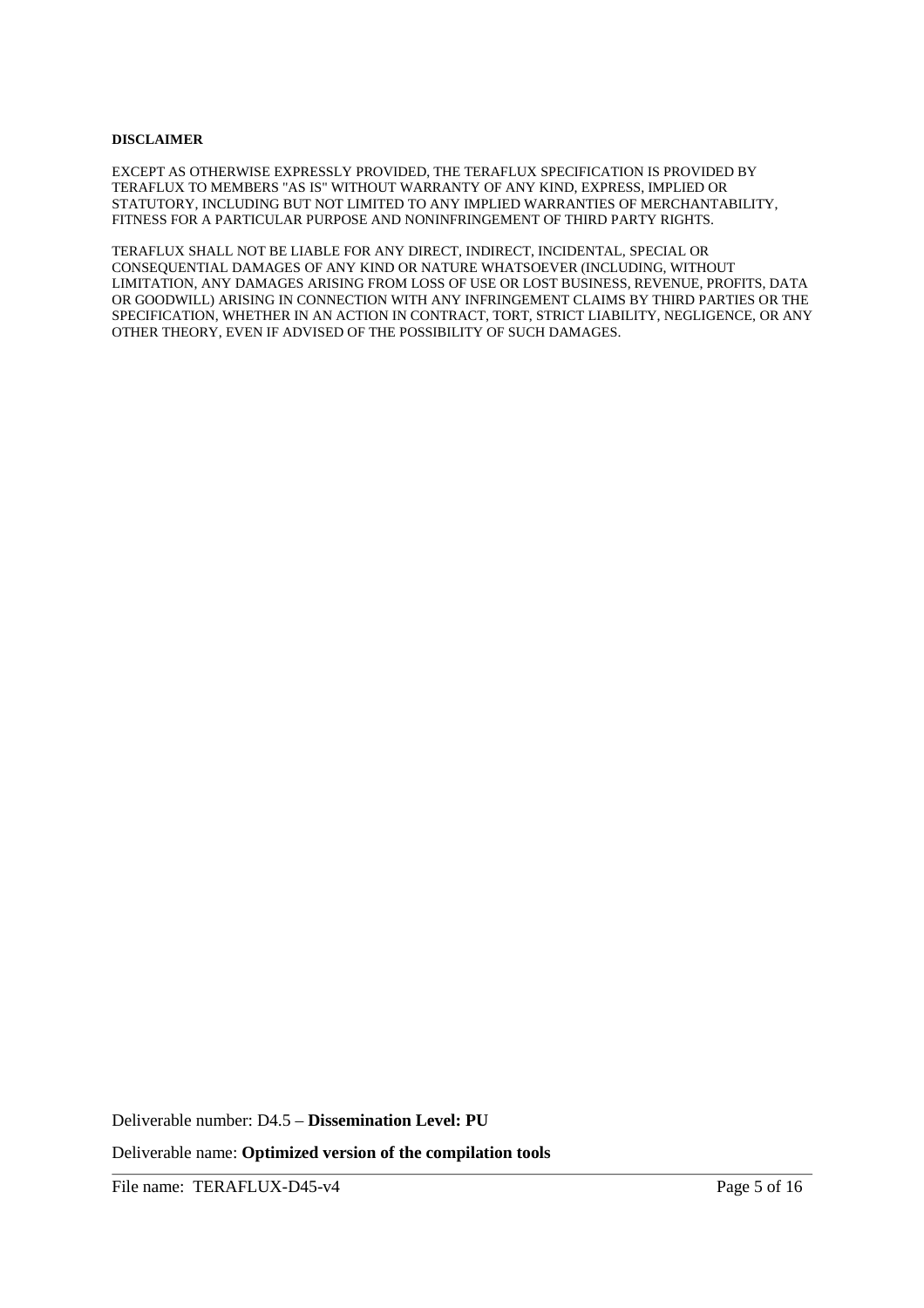**DISCLAIMER**

EXCEPT AS OTHERWISE EXPRESSLY PROVIDED, THE TERAFLUX SPECIFICATION IS PROVIDED BY TERAFLUX TO MEMBERS "AS IS" WITHOUT WARRANTY OF ANY KIND, EXPRESS, IMPLIED OR STATUTORY, INCLUDING BUT NOT LIMITED TO ANY IMPLIED WARRANTIES OF MERCHANTABILITY, FITNESS FOR A PARTICULAR PURPOSE AND NONINFRINGEMENT OF THIRD PARTY RIGHTS.

TERAFLUX SHALL NOT BE LIABLE FOR ANY DIRECT, INDIRECT, INCIDENTAL, SPECIAL OR CONSEQUENTIAL DAMAGES OF ANY KIND OR NATURE WHATSOEVER (INCLUDING, WITHOUT LIMITATION, ANY DAMAGES ARISING FROM LOSS OF USE OR LOST BUSINESS, REVENUE, PROFITS, DATA OR GOODWILL) ARISING IN CONNECTION WITH ANY INFRINGEMENT CLAIMS BY THIRD PARTIES OR THE SPECIFICATION, WHETHER IN AN ACTION IN CONTRACT, TORT, STRICT LIABILITY, NEGLIGENCE, OR ANY OTHER THEORY, EVEN IF ADVISED OF THE POSSIBILITY OF SUCH DAMAGES.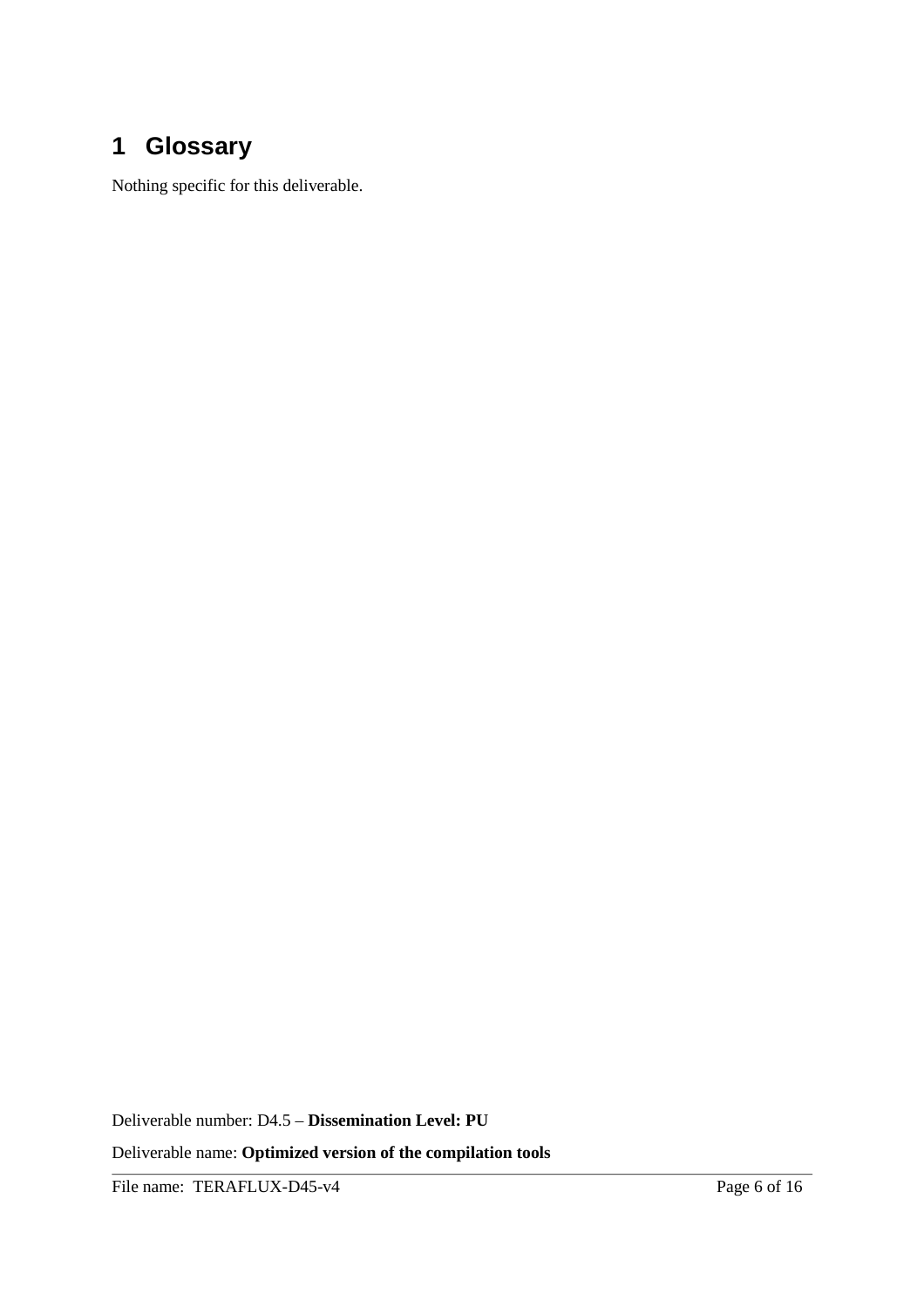# 1 Glossary

Nothing specific for this deliverable.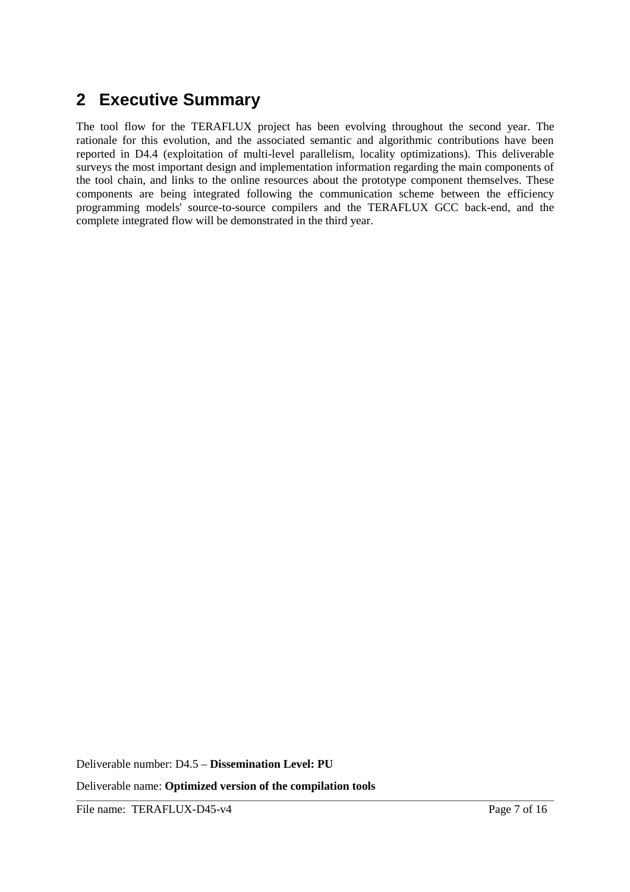## 2 Executive Summary

The tool flow for the TERAFLUX project has been evolving throughout the second year. The rationale for this evolution, and the associated semantic and algorithmic contributions have been reported in D4.4 (exploitation of multi-level parallelism, locality optimizations). This deliverable surveys the most important design and implementation information regarding the main components of the tool chain, and links to the online resources about the prototype component themselves. These components are being integrated following the communication scheme between the efficiency programming models' source-to-source compilers and the TERAFLUX GCC back-end, and the complete integrated flow will be demonstrated in the third year.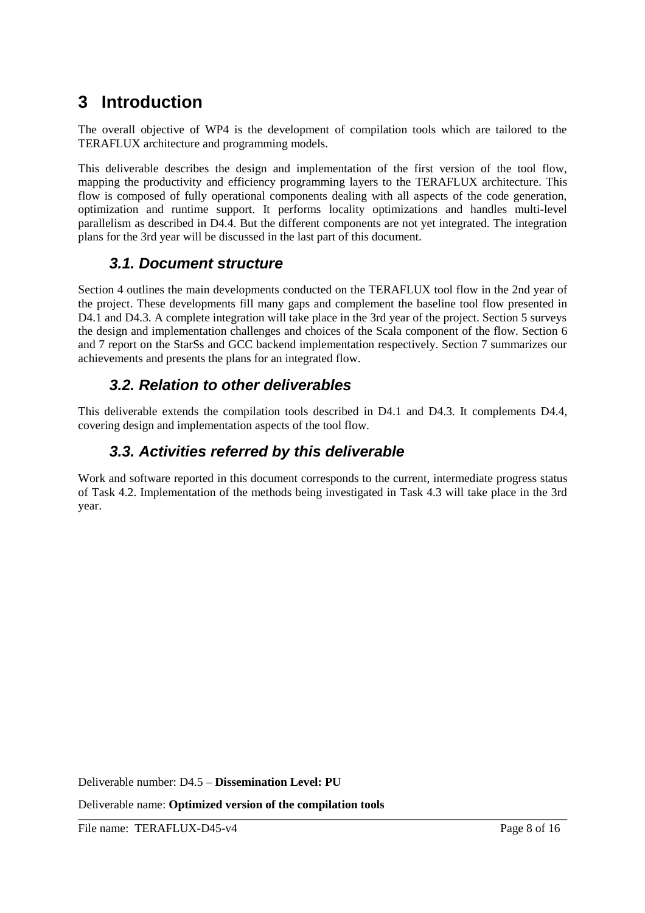# 3 Introduction

The overall objective of WP4 is the development of compilation tools which are tailored to the TERAFLUX architecture and programming models.

This deliverable describes the design and implementation of the first version of the tool flow, mapping the productivity and efficiency programming layers to the TERAFLUX architecture. This flow is composed of fully operational components dealing with all aspects of the code generation, optimization and runtime support. It performs locality optimizations and handles multi-level parallelism as described in D4.4. But the different components are not yet integrated. The integration plans for the 3rd year will be discussed in the last part of this document.

## *3.1. Document structure*

Section 4 outlines the main developments conducted on the TERAFLUX tool flow in the 2nd year of the project. These developments fill many gaps and complement the baseline tool flow presented in D4.1 and D4.3. A complete integration will take place in the 3rd year of the project. Section 5 surveys the design and implementation challenges and choices of the Scala component of the flow. Section 6 and 7 report on the StarSs and GCC backend implementation respectively. Section 7 summarizes our achievements and presents the plans for an integrated flow.

## *3.2. Relation to other deliverables*

This deliverable extends the compilation tools described in D4.1 and D4.3. It complements D4.4, covering design and implementation aspects of the tool flow.

## *3.3. Activities referred by this deliverable*

Work and software reported in this document corresponds to the current, intermediate progress status of Task 4.2. Implementation of the methods being investigated in Task 4.3 will take place in the 3rd year.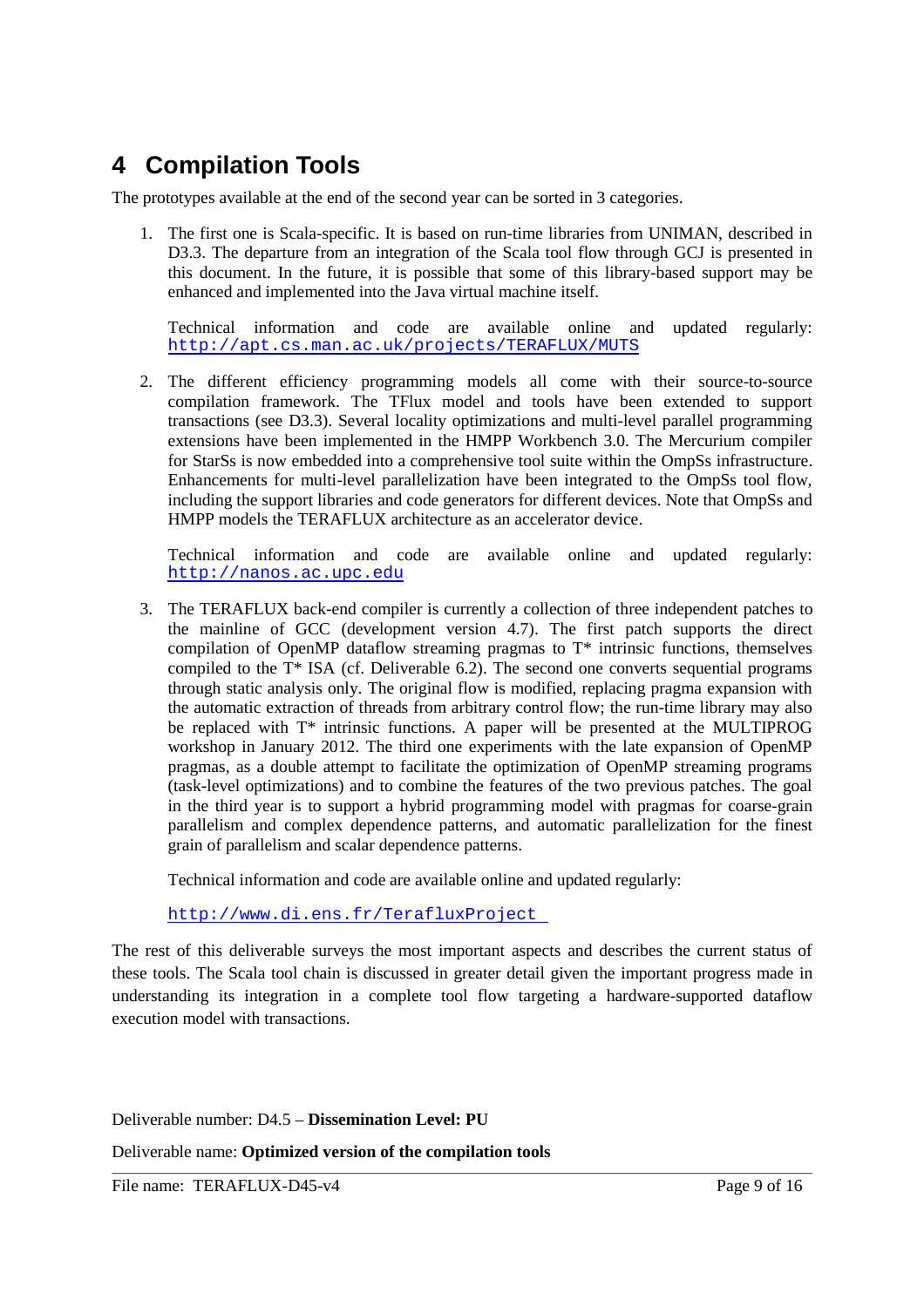# 4 Compilation Tools

The prototypes available at the end of the second year can be sorted in 3 categories.

1. The first one is Scala-specific. It is based on run-time libraries from UNIMAN, described in D3.3. The departure from an integration of the Scala tool flow through GCJ is presented in this document. In the future, it is possible that some of this library-based support may be enhanced and implemented into the Java virtual machine itself.

   Technical information and code are available online and updated regularly: http://apt.cs.man.ac.uk/projects/TERAFLUX/MUTS

2. The different efficiency programming models all come with their source-to-source compilation framework. The TFlux model and tools have been extended to support transactions (see D3.3). Several locality optimizations and multi-level parallel programming extensions have been implemented in the HMPP Workbench 3.0. The Mercurium compiler for StarSs is now embedded into a comprehensive tool suite within the OmpSs infrastructure. Enhancements for multi-level parallelization have been integrated to the OmpSs tool flow, including the support libraries and code generators for different devices. Note that OmpSs and HMPP models the TERAFLUX architecture as an accelerator device.

   Technical information and code are available online and updated regularly: http://nanos.ac.upc.edu

3. The TERAFLUX back-end compiler is currently a collection of three independent patches to the mainline of GCC (development version 4.7). The first patch supports the direct compilation of OpenMP dataflow streaming pragmas to T* intrinsic functions, themselves compiled to the T* ISA (cf. Deliverable 6.2). The second one converts sequential programs through static analysis only. The original flow is modified, replacing pragma expansion with the automatic extraction of threads from arbitrary control flow; the run-time library may also be replaced with T* intrinsic functions. A paper will be presented at the MULTIPROG workshop in January 2012. The third one experiments with the late expansion of OpenMP pragmas, as a double attempt to facilitate the optimization of OpenMP streaming programs (task-level optimizations) and to combine the features of the two previous patches. The goal in the third year is to support a hybrid programming model with pragmas for coarse-grain parallelism and complex dependence patterns, and automatic parallelization for the finest grain of parallelism and scalar dependence patterns.

   Technical information and code are available online and updated regularly:

   http://www.di.ens.fr/TerafluxProject

The rest of this deliverable surveys the most important aspects and describes the current status of these tools. The Scala tool chain is discussed in greater detail given the important progress made in understanding its integration in a complete tool flow targeting a hardware-supported dataflow execution model with transactions.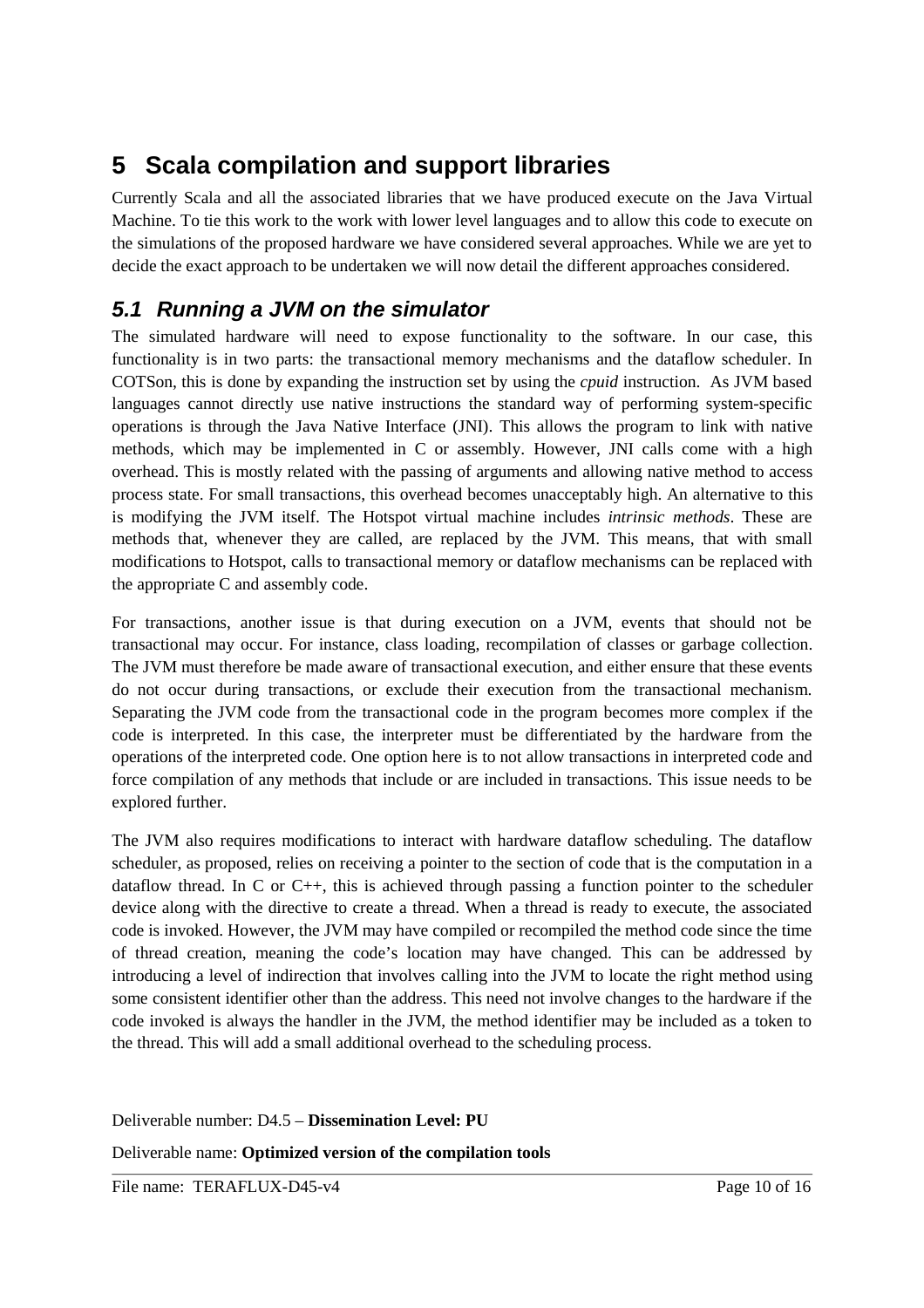# 5 Scala compilation and support libraries

Currently Scala and all the associated libraries that we have produced execute on the Java Virtual Machine. To tie this work to the work with lower level languages and to allow this code to execute on the simulations of the proposed hardware we have considered several approaches. While we are yet to decide the exact approach to be undertaken we will now detail the different approaches considered.

## 5.1 Running a JVM on the simulator

The simulated hardware will need to expose functionality to the software. In our case, this functionality is in two parts: the transactional memory mechanisms and the dataflow scheduler. In COTSon, this is done by expanding the instruction set by using the *cpuid* instruction. As JVM based languages cannot directly use native instructions the standard way of performing system-specific operations is through the Java Native Interface (JNI). This allows the program to link with native methods, which may be implemented in C or assembly. However, JNI calls come with a high overhead. This is mostly related with the passing of arguments and allowing native method to access process state. For small transactions, this overhead becomes unacceptably high. An alternative to this is modifying the JVM itself. The Hotspot virtual machine includes *intrinsic methods*. These are methods that, whenever they are called, are replaced by the JVM. This means, that with small modifications to Hotspot, calls to transactional memory or dataflow mechanisms can be replaced with the appropriate C and assembly code.

For transactions, another issue is that during execution on a JVM, events that should not be transactional may occur. For instance, class loading, recompilation of classes or garbage collection. The JVM must therefore be made aware of transactional execution, and either ensure that these events do not occur during transactions, or exclude their execution from the transactional mechanism. Separating the JVM code from the transactional code in the program becomes more complex if the code is interpreted. In this case, the interpreter must be differentiated by the hardware from the operations of the interpreted code. One option here is to not allow transactions in interpreted code and force compilation of any methods that include or are included in transactions. This issue needs to be explored further.

The JVM also requires modifications to interact with hardware dataflow scheduling. The dataflow scheduler, as proposed, relies on receiving a pointer to the section of code that is the computation in a dataflow thread. In C or C++, this is achieved through passing a function pointer to the scheduler device along with the directive to create a thread. When a thread is ready to execute, the associated code is invoked. However, the JVM may have compiled or recompiled the method code since the time of thread creation, meaning the code's location may have changed. This can be addressed by introducing a level of indirection that involves calling into the JVM to locate the right method using some consistent identifier other than the address. This need not involve changes to the hardware if the code invoked is always the handler in the JVM, the method identifier may be included as a token to the thread. This will add a small additional overhead to the scheduling process.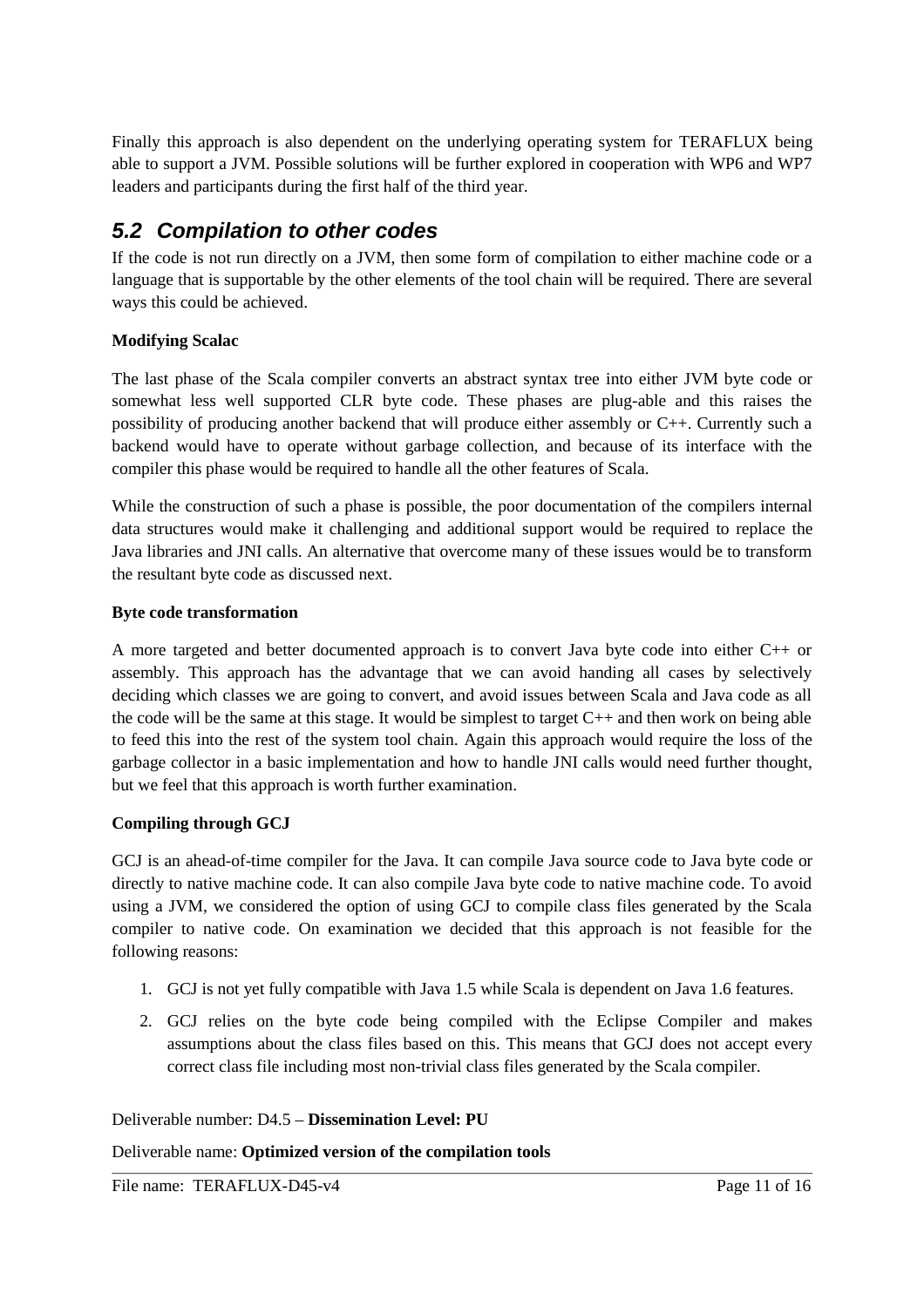Finally this approach is also dependent on the underlying operating system for TERAFLUX being able to support a JVM. Possible solutions will be further explored in cooperation with WP6 and WP7 leaders and participants during the first half of the third year.

## *5.2 Compilation to other codes*

If the code is not run directly on a JVM, then some form of compilation to either machine code or a language that is supportable by the other elements of the tool chain will be required. There are several ways this could be achieved.

**Modifying Scalac**

The last phase of the Scala compiler converts an abstract syntax tree into either JVM byte code or somewhat less well supported CLR byte code. These phases are plug-able and this raises the possibility of producing another backend that will produce either assembly or C++. Currently such a backend would have to operate without garbage collection, and because of its interface with the compiler this phase would be required to handle all the other features of Scala.

While the construction of such a phase is possible, the poor documentation of the compilers internal data structures would make it challenging and additional support would be required to replace the Java libraries and JNI calls. An alternative that overcome many of these issues would be to transform the resultant byte code as discussed next.

**Byte code transformation**

A more targeted and better documented approach is to convert Java byte code into either C++ or assembly. This approach has the advantage that we can avoid handing all cases by selectively deciding which classes we are going to convert, and avoid issues between Scala and Java code as all the code will be the same at this stage. It would be simplest to target C++ and then work on being able to feed this into the rest of the system tool chain. Again this approach would require the loss of the garbage collector in a basic implementation and how to handle JNI calls would need further thought, but we feel that this approach is worth further examination.

**Compiling through GCJ**

GCJ is an ahead-of-time compiler for the Java. It can compile Java source code to Java byte code or directly to native machine code. It can also compile Java byte code to native machine code. To avoid using a JVM, we considered the option of using GCJ to compile class files generated by the Scala compiler to native code. On examination we decided that this approach is not feasible for the following reasons:

1. GCJ is not yet fully compatible with Java 1.5 while Scala is dependent on Java 1.6 features.
2. GCJ relies on the byte code being compiled with the Eclipse Compiler and makes assumptions about the class files based on this. This means that GCJ does not accept every correct class file including most non-trivial class files generated by the Scala compiler.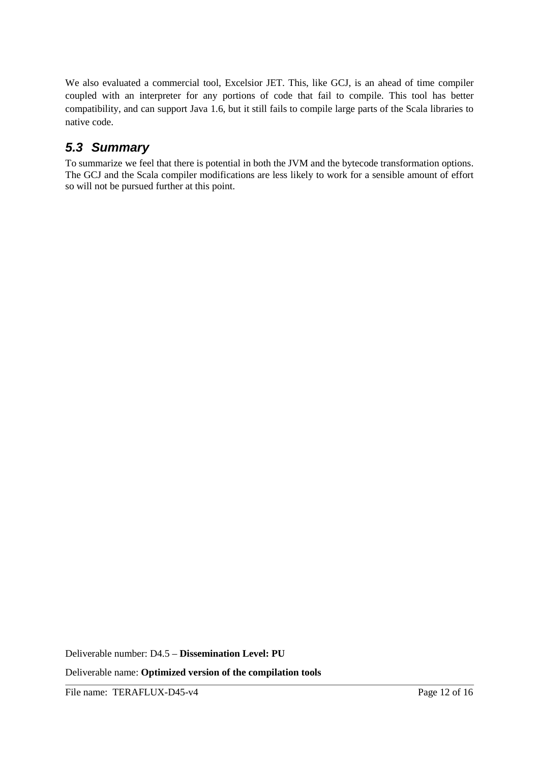We also evaluated a commercial tool, Excelsior JET. This, like GCJ, is an ahead of time compiler coupled with an interpreter for any portions of code that fail to compile. This tool has better compatibility, and can support Java 1.6, but it still fails to compile large parts of the Scala libraries to native code.

## *5.3 Summary*

To summarize we feel that there is potential in both the JVM and the bytecode transformation options. The GCJ and the Scala compiler modifications are less likely to work for a sensible amount of effort so will not be pursued further at this point.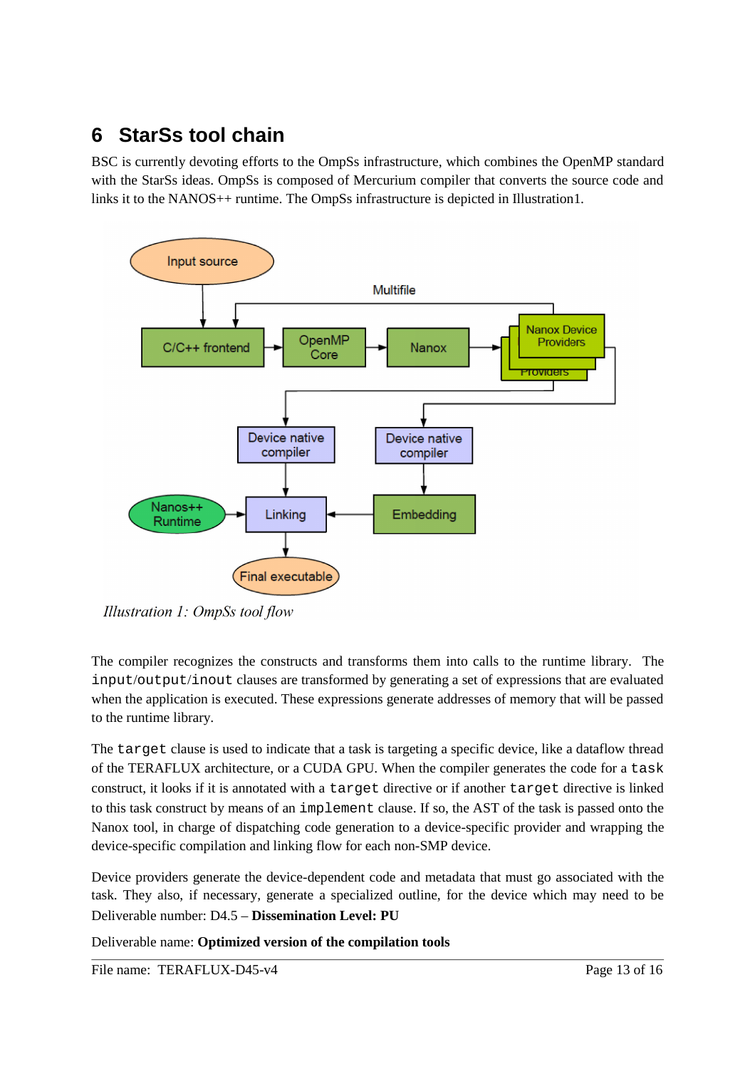# 6 StarSs tool chain

BSC is currently devoting efforts to the OmpSs infrastructure, which combines the OpenMP standard with the StarSs ideas. OmpSs is composed of Mercurium compiler that converts the source code and links it to the NANOS++ runtime. The OmpSs infrastructure is depicted in Illustration1.

*Illustration 1: OmpSs tool flow*

The compiler recognizes the constructs and transforms them into calls to the runtime library. The `input`/`output`/`inout` clauses are transformed by generating a set of expressions that are evaluated when the application is executed. These expressions generate addresses of memory that will be passed to the runtime library.

The `target` clause is used to indicate that a task is targeting a specific device, like a dataflow thread of the TERAFLUX architecture, or a CUDA GPU. When the compiler generates the code for a `task` construct, it looks if it is annotated with a `target` directive or if another `target` directive is linked to this task construct by means of an `implement` clause. If so, the AST of the task is passed onto the Nanox tool, in charge of dispatching code generation to a device-specific provider and wrapping the device-specific compilation and linking flow for each non-SMP device.

Device providers generate the device-dependent code and metadata that must go associated with the task. They also, if necessary, generate a specialized outline, for the device which may need to be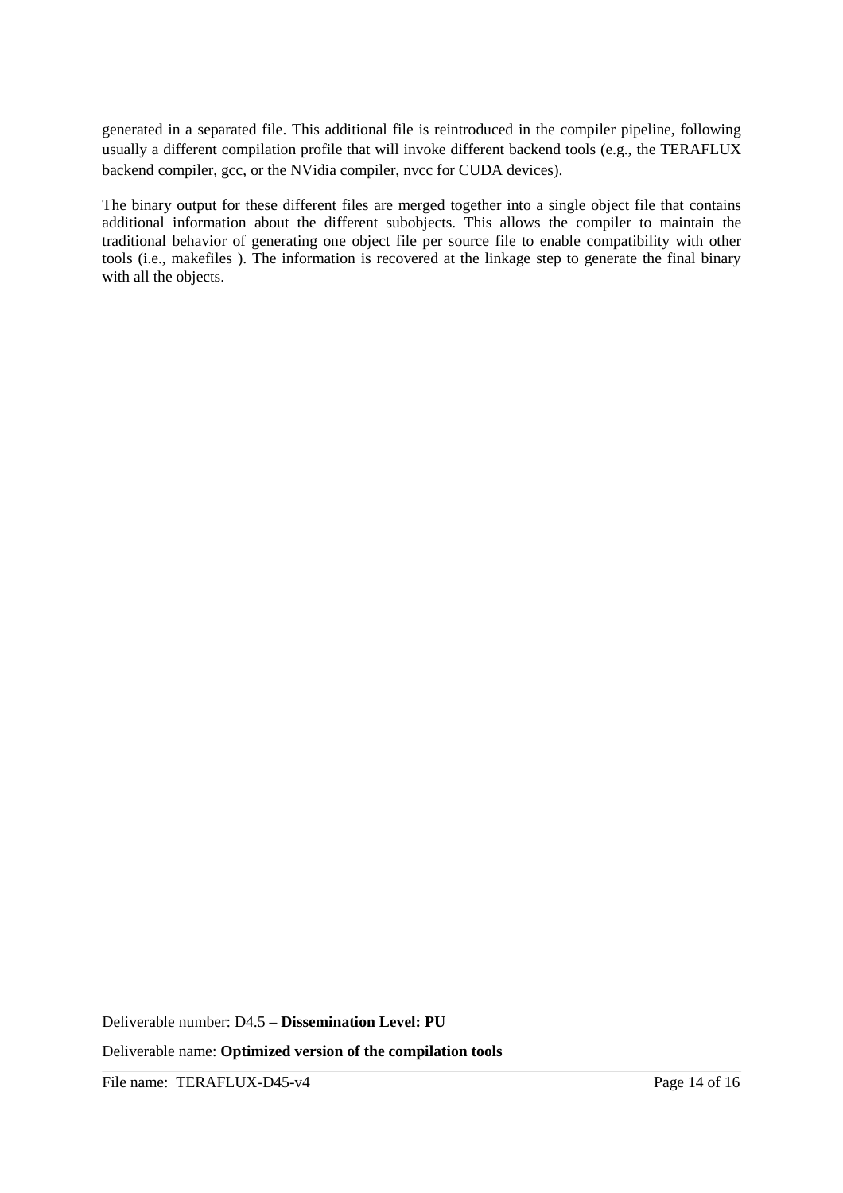generated in a separated file. This additional file is reintroduced in the compiler pipeline, following usually a different compilation profile that will invoke different backend tools (e.g., the TERAFLUX backend compiler, gcc, or the NVidia compiler, nvcc for CUDA devices).

The binary output for these different files are merged together into a single object file that contains additional information about the different subobjects. This allows the compiler to maintain the traditional behavior of generating one object file per source file to enable compatibility with other tools (i.e., makefiles ). The information is recovered at the linkage step to generate the final binary with all the objects.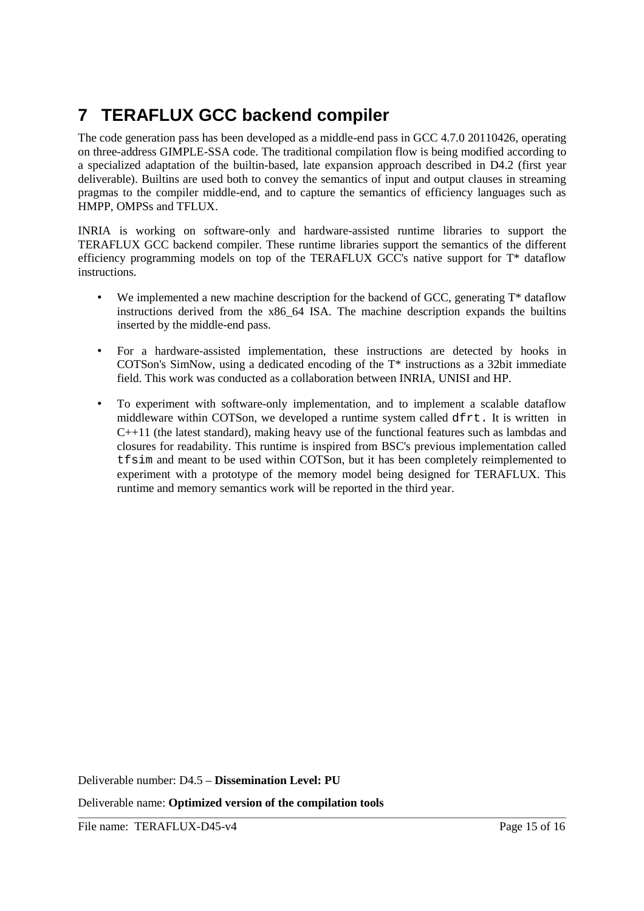# 7 TERAFLUX GCC backend compiler

The code generation pass has been developed as a middle-end pass in GCC 4.7.0 20110426, operating on three-address GIMPLE-SSA code. The traditional compilation flow is being modified according to a specialized adaptation of the builtin-based, late expansion approach described in D4.2 (first year deliverable). Builtins are used both to convey the semantics of input and output clauses in streaming pragmas to the compiler middle-end, and to capture the semantics of efficiency languages such as HMPP, OMPSs and TFLUX.

INRIA is working on software-only and hardware-assisted runtime libraries to support the TERAFLUX GCC backend compiler. These runtime libraries support the semantics of the different efficiency programming models on top of the TERAFLUX GCC's native support for T* dataflow instructions.

- We implemented a new machine description for the backend of GCC, generating T* dataflow instructions derived from the x86_64 ISA. The machine description expands the builtins inserted by the middle-end pass.
- For a hardware-assisted implementation, these instructions are detected by hooks in COTSon's SimNow, using a dedicated encoding of the T* instructions as a 32bit immediate field. This work was conducted as a collaboration between INRIA, UNISI and HP.
- To experiment with software-only implementation, and to implement a scalable dataflow middleware within COTSon, we developed a runtime system called `dfrt`. It is written in C++11 (the latest standard), making heavy use of the functional features such as lambdas and closures for readability. This runtime is inspired from BSC's previous implementation called `tfsim` and meant to be used within COTSon, but it has been completely reimplemented to experiment with a prototype of the memory model being designed for TERAFLUX. This runtime and memory semantics work will be reported in the third year.

Deliverable number: D4.5 – **Dissemination Level: PU**

Deliverable name: **Optimized version of the compilation tools**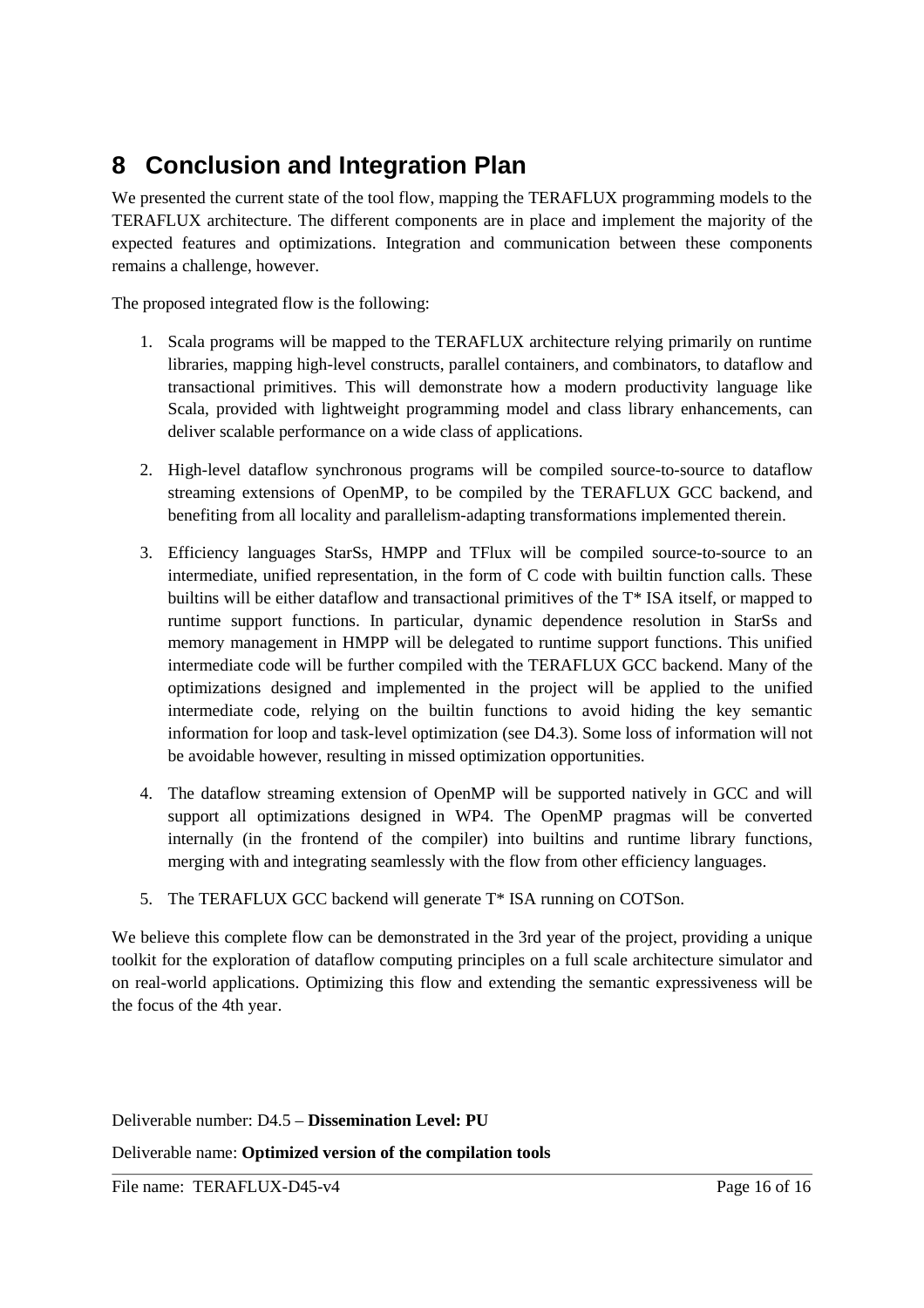# 8 Conclusion and Integration Plan

We presented the current state of the tool flow, mapping the TERAFLUX programming models to the TERAFLUX architecture. The different components are in place and implement the majority of the expected features and optimizations. Integration and communication between these components remains a challenge, however.

The proposed integrated flow is the following:

1. Scala programs will be mapped to the TERAFLUX architecture relying primarily on runtime libraries, mapping high-level constructs, parallel containers, and combinators, to dataflow and transactional primitives. This will demonstrate how a modern productivity language like Scala, provided with lightweight programming model and class library enhancements, can deliver scalable performance on a wide class of applications.

2. High-level dataflow synchronous programs will be compiled source-to-source to dataflow streaming extensions of OpenMP, to be compiled by the TERAFLUX GCC backend, and benefiting from all locality and parallelism-adapting transformations implemented therein.

3. Efficiency languages StarSs, HMPP and TFlux will be compiled source-to-source to an intermediate, unified representation, in the form of C code with builtin function calls. These builtins will be either dataflow and transactional primitives of the T* ISA itself, or mapped to runtime support functions. In particular, dynamic dependence resolution in StarSs and memory management in HMPP will be delegated to runtime support functions. This unified intermediate code will be further compiled with the TERAFLUX GCC backend. Many of the optimizations designed and implemented in the project will be applied to the unified intermediate code, relying on the builtin functions to avoid hiding the key semantic information for loop and task-level optimization (see D4.3). Some loss of information will not be avoidable however, resulting in missed optimization opportunities.

4. The dataflow streaming extension of OpenMP will be supported natively in GCC and will support all optimizations designed in WP4. The OpenMP pragmas will be converted internally (in the frontend of the compiler) into builtins and runtime library functions, merging with and integrating seamlessly with the flow from other efficiency languages.

5. The TERAFLUX GCC backend will generate T* ISA running on COTSon.

We believe this complete flow can be demonstrated in the 3rd year of the project, providing a unique toolkit for the exploration of dataflow computing principles on a full scale architecture simulator and on real-world applications. Optimizing this flow and extending the semantic expressiveness will be the focus of the 4th year.